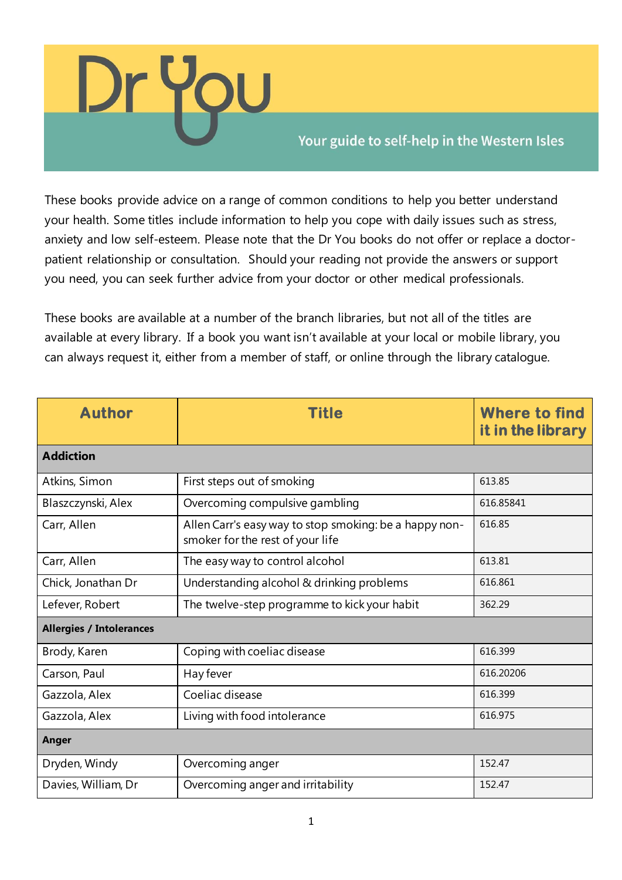# Dr You

Your guide to self-help in the Western Isles

These books provide advice on a range of common conditions to help you better understand your health. Some titles include information to help you cope with daily issues such as stress, anxiety and low self-esteem. Please note that the Dr You books do not offer or replace a doctor-patient relationship or consultation. Should your reading not provide the answers or support you need, you can seek further advice from your doctor or other medical professionals.

These books are available at a number of the branch libraries, but not all of the titles are available at every library. If a book you want isn't available at your local or mobile library, you can always request it, either from a member of staff, or online through the library catalogue.

| Author | Title | Where to find it in the library |
|---|---|---|
| **Addiction** | | |
| Atkins, Simon | First steps out of smoking | 613.85 |
| Blaszczynski, Alex | Overcoming compulsive gambling | 616.85841 |
| Carr, Allen | Allen Carr's easy way to stop smoking: be a happy non-smoker for the rest of your life | 616.85 |
| Carr, Allen | The easy way to control alcohol | 613.81 |
| Chick, Jonathan Dr | Understanding alcohol & drinking problems | 616.861 |
| Lefever, Robert | The twelve-step programme to kick your habit | 362.29 |
| **Allergies / Intolerances** | | |
| Brody, Karen | Coping with coeliac disease | 616.399 |
| Carson, Paul | Hay fever | 616.20206 |
| Gazzola, Alex | Coeliac disease | 616.399 |
| Gazzola, Alex | Living with food intolerance | 616.975 |
| **Anger** | | |
| Dryden, Windy | Overcoming anger | 152.47 |
| Davies, William, Dr | Overcoming anger and irritability | 152.47 |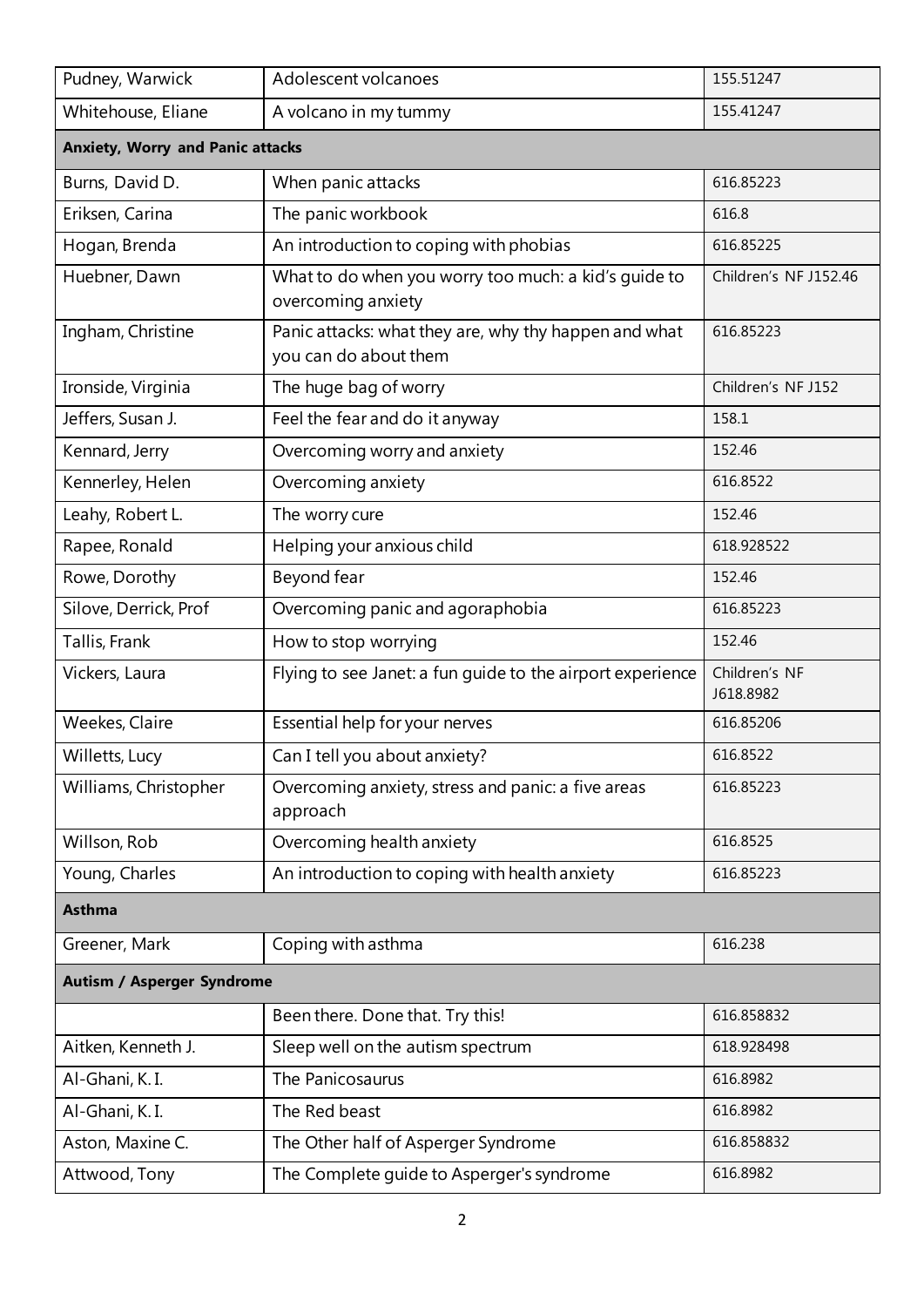| | | |
|---|---|---|
| Pudney, Warwick | Adolescent volcanoes | 155.51247 |
| Whitehouse, Eliane | A volcano in my tummy | 155.41247 |
| **Anxiety, Worry and Panic attacks** | | |
| Burns, David D. | When panic attacks | 616.85223 |
| Eriksen, Carina | The panic workbook | 616.8 |
| Hogan, Brenda | An introduction to coping with phobias | 616.85225 |
| Huebner, Dawn | What to do when you worry too much: a kid's guide to overcoming anxiety | Children's NF J152.46 |
| Ingham, Christine | Panic attacks: what they are, why thy happen and what you can do about them | 616.85223 |
| Ironside, Virginia | The huge bag of worry | Children's NF J152 |
| Jeffers, Susan J. | Feel the fear and do it anyway | 158.1 |
| Kennard, Jerry | Overcoming worry and anxiety | 152.46 |
| Kennerley, Helen | Overcoming anxiety | 616.8522 |
| Leahy, Robert L. | The worry cure | 152.46 |
| Rapee, Ronald | Helping your anxious child | 618.928522 |
| Rowe, Dorothy | Beyond fear | 152.46 |
| Silove, Derrick, Prof | Overcoming panic and agoraphobia | 616.85223 |
| Tallis, Frank | How to stop worrying | 152.46 |
| Vickers, Laura | Flying to see Janet: a fun guide to the airport experience | Children's NF J618.8982 |
| Weekes, Claire | Essential help for your nerves | 616.85206 |
| Willetts, Lucy | Can I tell you about anxiety? | 616.8522 |
| Williams, Christopher | Overcoming anxiety, stress and panic: a five areas approach | 616.85223 |
| Willson, Rob | Overcoming health anxiety | 616.8525 |
| Young, Charles | An introduction to coping with health anxiety | 616.85223 |
| **Asthma** | | |
| Greener, Mark | Coping with asthma | 616.238 |
| **Autism / Asperger Syndrome** | | |
| | Been there. Done that. Try this! | 616.858832 |
| Aitken, Kenneth J. | Sleep well on the autism spectrum | 618.928498 |
| Al-Ghani, K. I. | The Panicosaurus | 616.8982 |
| Al-Ghani, K. I. | The Red beast | 616.8982 |
| Aston, Maxine C. | The Other half of Asperger Syndrome | 616.858832 |
| Attwood, Tony | The Complete guide to Asperger's syndrome | 616.8982 |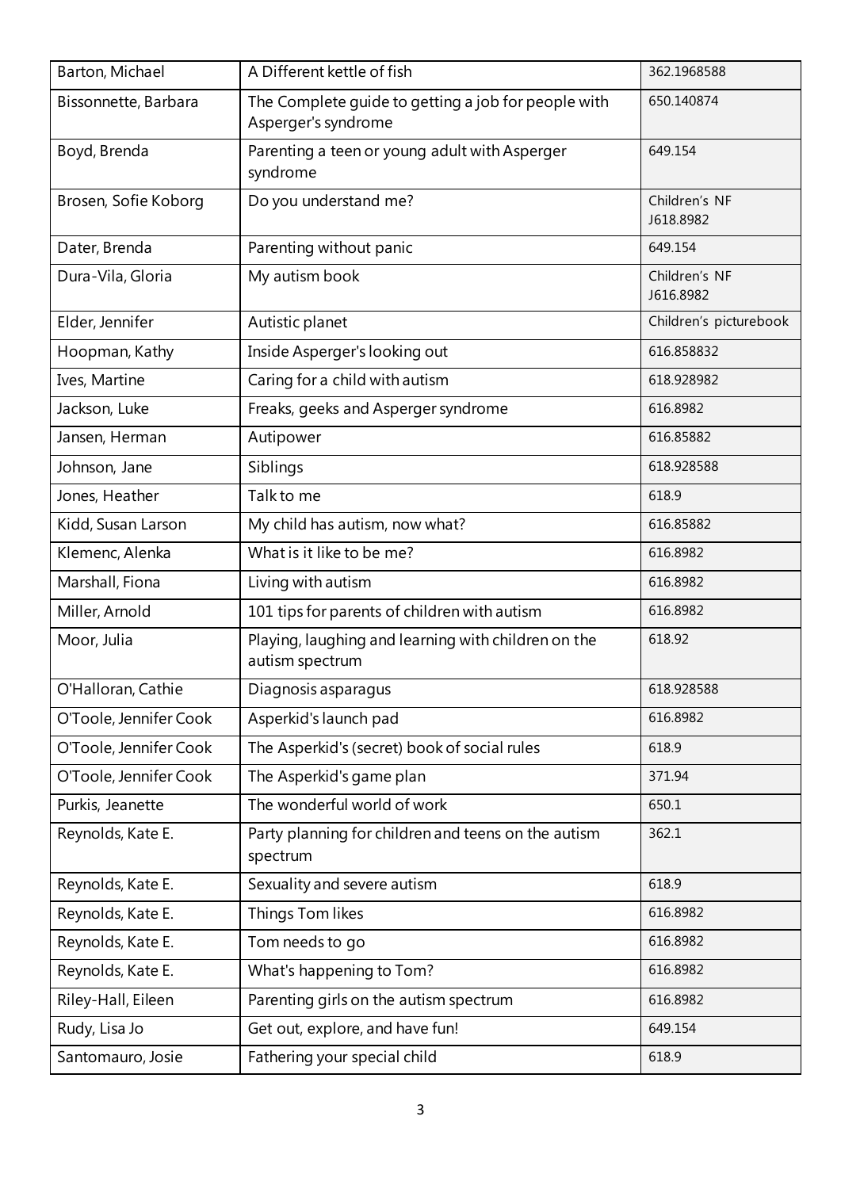| Barton, Michael | A Different kettle of fish | 362.1968588 |
|---|---|---|
| Bissonnette, Barbara | The Complete guide to getting a job for people with Asperger's syndrome | 650.140874 |
| Boyd, Brenda | Parenting a teen or young adult with Asperger syndrome | 649.154 |
| Brosen, Sofie Koborg | Do you understand me? | Children's NF J618.8982 |
| Dater, Brenda | Parenting without panic | 649.154 |
| Dura-Vila, Gloria | My autism book | Children's NF J616.8982 |
| Elder, Jennifer | Autistic planet | Children's picturebook |
| Hoopman, Kathy | Inside Asperger's looking out | 616.858832 |
| Ives, Martine | Caring for a child with autism | 618.928982 |
| Jackson, Luke | Freaks, geeks and Asperger syndrome | 616.8982 |
| Jansen, Herman | Autipower | 616.85882 |
| Johnson, Jane | Siblings | 618.928588 |
| Jones, Heather | Talk to me | 618.9 |
| Kidd, Susan Larson | My child has autism, now what? | 616.85882 |
| Klemenc, Alenka | What is it like to be me? | 616.8982 |
| Marshall, Fiona | Living with autism | 616.8982 |
| Miller, Arnold | 101 tips for parents of children with autism | 616.8982 |
| Moor, Julia | Playing, laughing and learning with children on the autism spectrum | 618.92 |
| O'Halloran, Cathie | Diagnosis asparagus | 618.928588 |
| O'Toole, Jennifer Cook | Asperkid's launch pad | 616.8982 |
| O'Toole, Jennifer Cook | The Asperkid's (secret) book of social rules | 618.9 |
| O'Toole, Jennifer Cook | The Asperkid's game plan | 371.94 |
| Purkis, Jeanette | The wonderful world of work | 650.1 |
| Reynolds, Kate E. | Party planning for children and teens on the autism spectrum | 362.1 |
| Reynolds, Kate E. | Sexuality and severe autism | 618.9 |
| Reynolds, Kate E. | Things Tom likes | 616.8982 |
| Reynolds, Kate E. | Tom needs to go | 616.8982 |
| Reynolds, Kate E. | What's happening to Tom? | 616.8982 |
| Riley-Hall, Eileen | Parenting girls on the autism spectrum | 616.8982 |
| Rudy, Lisa Jo | Get out, explore, and have fun! | 649.154 |
| Santomauro, Josie | Fathering your special child | 618.9 |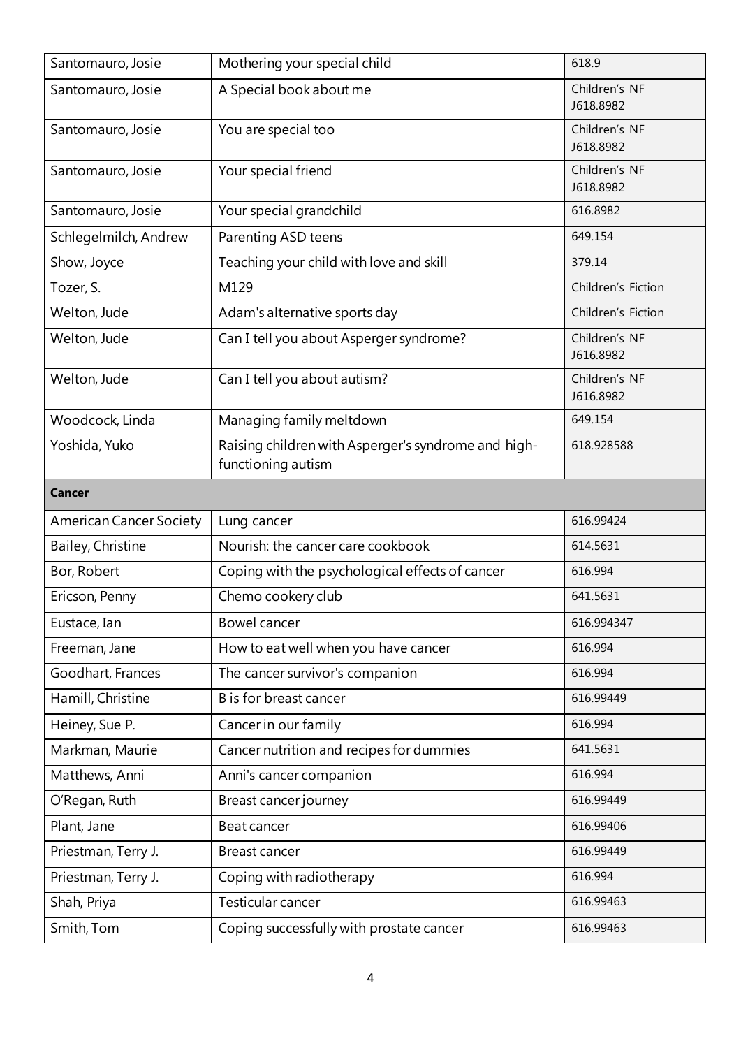| | | |
|---|---|---|
| Santomauro, Josie | Mothering your special child | 618.9 |
| Santomauro, Josie | A Special book about me | Children's NF J618.8982 |
| Santomauro, Josie | You are special too | Children's NF J618.8982 |
| Santomauro, Josie | Your special friend | Children's NF J618.8982 |
| Santomauro, Josie | Your special grandchild | 616.8982 |
| Schlegelmilch, Andrew | Parenting ASD teens | 649.154 |
| Show, Joyce | Teaching your child with love and skill | 379.14 |
| Tozer, S. | M129 | Children's Fiction |
| Welton, Jude | Adam's alternative sports day | Children's Fiction |
| Welton, Jude | Can I tell you about Asperger syndrome? | Children's NF J616.8982 |
| Welton, Jude | Can I tell you about autism? | Children's NF J616.8982 |
| Woodcock, Linda | Managing family meltdown | 649.154 |
| Yoshida, Yuko | Raising children with Asperger's syndrome and high-functioning autism | 618.928588 |
| **Cancer** | | |
| American Cancer Society | Lung cancer | 616.99424 |
| Bailey, Christine | Nourish: the cancer care cookbook | 614.5631 |
| Bor, Robert | Coping with the psychological effects of cancer | 616.994 |
| Ericson, Penny | Chemo cookery club | 641.5631 |
| Eustace, Ian | Bowel cancer | 616.994347 |
| Freeman, Jane | How to eat well when you have cancer | 616.994 |
| Goodhart, Frances | The cancer survivor's companion | 616.994 |
| Hamill, Christine | B is for breast cancer | 616.99449 |
| Heiney, Sue P. | Cancer in our family | 616.994 |
| Markman, Maurie | Cancer nutrition and recipes for dummies | 641.5631 |
| Matthews, Anni | Anni's cancer companion | 616.994 |
| O'Regan, Ruth | Breast cancer journey | 616.99449 |
| Plant, Jane | Beat cancer | 616.99406 |
| Priestman, Terry J. | Breast cancer | 616.99449 |
| Priestman, Terry J. | Coping with radiotherapy | 616.994 |
| Shah, Priya | Testicular cancer | 616.99463 |
| Smith, Tom | Coping successfully with prostate cancer | 616.99463 |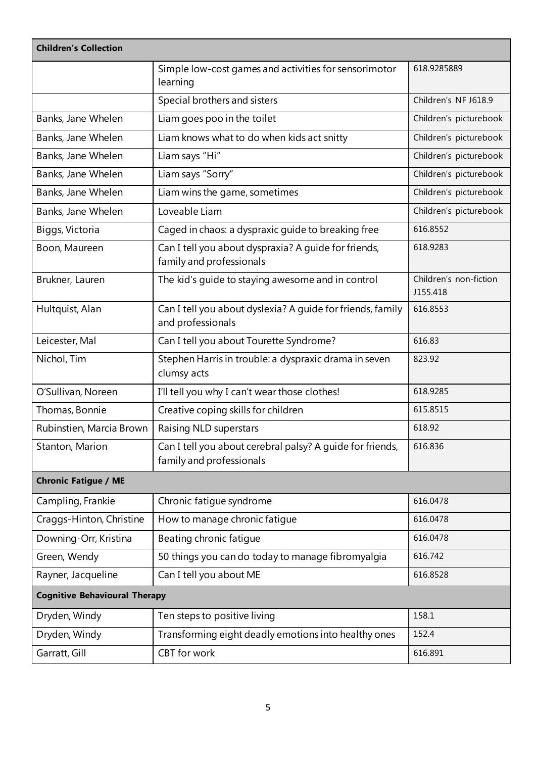| Children's Collection | | |
|---|---|---|
| | Simple low-cost games and activities for sensorimotor learning | 618.9285889 |
| | Special brothers and sisters | Children's NF J618.9 |
| Banks, Jane Whelen | Liam goes poo in the toilet | Children's picturebook |
| Banks, Jane Whelen | Liam knows what to do when kids act snitty | Children's picturebook |
| Banks, Jane Whelen | Liam says "Hi" | Children's picturebook |
| Banks, Jane Whelen | Liam says "Sorry" | Children's picturebook |
| Banks, Jane Whelen | Liam wins the game, sometimes | Children's picturebook |
| Banks, Jane Whelen | Loveable Liam | Children's picturebook |
| Biggs, Victoria | Caged in chaos: a dyspraxic guide to breaking free | 616.8552 |
| Boon, Maureen | Can I tell you about dyspraxia? A guide for friends, family and professionals | 618.9283 |
| Brukner, Lauren | The kid's guide to staying awesome and in control | Children's non-fiction J155.418 |
| Hultquist, Alan | Can I tell you about dyslexia? A guide for friends, family and professionals | 616.8553 |
| Leicester, Mal | Can I tell you about Tourette Syndrome? | 616.83 |
| Nichol, Tim | Stephen Harris in trouble: a dyspraxic drama in seven clumsy acts | 823.92 |
| O'Sullivan, Noreen | I'll tell you why I can't wear those clothes! | 618.9285 |
| Thomas, Bonnie | Creative coping skills for children | 615.8515 |
| Rubinstien, Marcia Brown | Raising NLD superstars | 618.92 |
| Stanton, Marion | Can I tell you about cerebral palsy? A guide for friends, family and professionals | 616.836 |
| **Chronic Fatigue / ME** | | |
| Campling, Frankie | Chronic fatigue syndrome | 616.0478 |
| Craggs-Hinton, Christine | How to manage chronic fatigue | 616.0478 |
| Downing-Orr, Kristina | Beating chronic fatigue | 616.0478 |
| Green, Wendy | 50 things you can do today to manage fibromyalgia | 616.742 |
| Rayner, Jacqueline | Can I tell you about ME | 616.8528 |
| **Cognitive Behavioural Therapy** | | |
| Dryden, Windy | Ten steps to positive living | 158.1 |
| Dryden, Windy | Transforming eight deadly emotions into healthy ones | 152.4 |
| Garratt, Gill | CBT for work | 616.891 |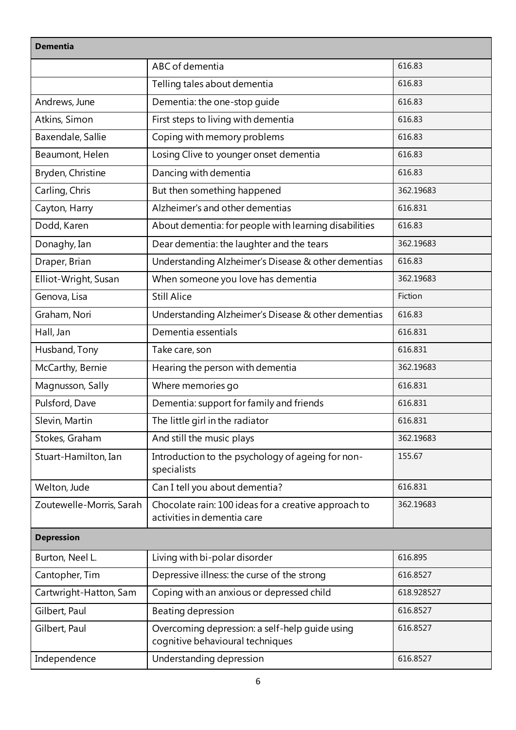| Dementia | | |
|---|---|---|
| | ABC of dementia | 616.83 |
| | Telling tales about dementia | 616.83 |
| Andrews, June | Dementia: the one-stop guide | 616.83 |
| Atkins, Simon | First steps to living with dementia | 616.83 |
| Baxendale, Sallie | Coping with memory problems | 616.83 |
| Beaumont, Helen | Losing Clive to younger onset dementia | 616.83 |
| Bryden, Christine | Dancing with dementia | 616.83 |
| Carling, Chris | But then something happened | 362.19683 |
| Cayton, Harry | Alzheimer's and other dementias | 616.831 |
| Dodd, Karen | About dementia: for people with learning disabilities | 616.83 |
| Donaghy, Ian | Dear dementia: the laughter and the tears | 362.19683 |
| Draper, Brian | Understanding Alzheimer's Disease & other dementias | 616.83 |
| Elliot-Wright, Susan | When someone you love has dementia | 362.19683 |
| Genova, Lisa | Still Alice | Fiction |
| Graham, Nori | Understanding Alzheimer's Disease & other dementias | 616.83 |
| Hall, Jan | Dementia essentials | 616.831 |
| Husband, Tony | Take care, son | 616.831 |
| McCarthy, Bernie | Hearing the person with dementia | 362.19683 |
| Magnusson, Sally | Where memories go | 616.831 |
| Pulsford, Dave | Dementia: support for family and friends | 616.831 |
| Slevin, Martin | The little girl in the radiator | 616.831 |
| Stokes, Graham | And still the music plays | 362.19683 |
| Stuart-Hamilton, Ian | Introduction to the psychology of ageing for non-specialists | 155.67 |
| Welton, Jude | Can I tell you about dementia? | 616.831 |
| Zoutewelle-Morris, Sarah | Chocolate rain: 100 ideas for a creative approach to activities in dementia care | 362.19683 |
| **Depression** | | |
| Burton, Neel L. | Living with bi-polar disorder | 616.895 |
| Cantopher, Tim | Depressive illness: the curse of the strong | 616.8527 |
| Cartwright-Hatton, Sam | Coping with an anxious or depressed child | 618.928527 |
| Gilbert, Paul | Beating depression | 616.8527 |
| Gilbert, Paul | Overcoming depression: a self-help guide using cognitive behavioural techniques | 616.8527 |
| Independence | Understanding depression | 616.8527 |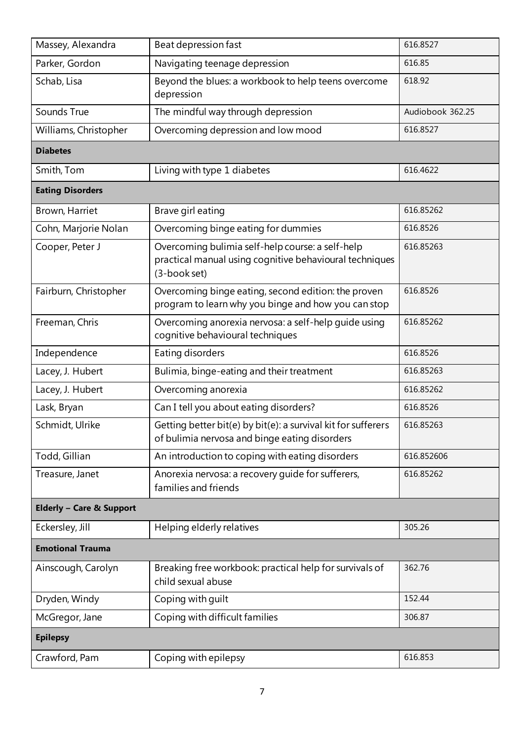| | | |
|---|---|---|
| Massey, Alexandra | Beat depression fast | 616.8527 |
| Parker, Gordon | Navigating teenage depression | 616.85 |
| Schab, Lisa | Beyond the blues: a workbook to help teens overcome depression | 618.92 |
| Sounds True | The mindful way through depression | Audiobook 362.25 |
| Williams, Christopher | Overcoming depression and low mood | 616.8527 |
| **Diabetes** | | |
| Smith, Tom | Living with type 1 diabetes | 616.4622 |
| **Eating Disorders** | | |
| Brown, Harriet | Brave girl eating | 616.85262 |
| Cohn, Marjorie Nolan | Overcoming binge eating for dummies | 616.8526 |
| Cooper, Peter J | Overcoming bulimia self-help course: a self-help practical manual using cognitive behavioural techniques (3-book set) | 616.85263 |
| Fairburn, Christopher | Overcoming binge eating, second edition: the proven program to learn why you binge and how you can stop | 616.8526 |
| Freeman, Chris | Overcoming anorexia nervosa: a self-help guide using cognitive behavioural techniques | 616.85262 |
| Independence | Eating disorders | 616.8526 |
| Lacey, J. Hubert | Bulimia, binge-eating and their treatment | 616.85263 |
| Lacey, J. Hubert | Overcoming anorexia | 616.85262 |
| Lask, Bryan | Can I tell you about eating disorders? | 616.8526 |
| Schmidt, Ulrike | Getting better bit(e) by bit(e): a survival kit for sufferers of bulimia nervosa and binge eating disorders | 616.85263 |
| Todd, Gillian | An introduction to coping with eating disorders | 616.852606 |
| Treasure, Janet | Anorexia nervosa: a recovery guide for sufferers, families and friends | 616.85262 |
| **Elderly – Care & Support** | | |
| Eckersley, Jill | Helping elderly relatives | 305.26 |
| **Emotional Trauma** | | |
| Ainscough, Carolyn | Breaking free workbook: practical help for survivals of child sexual abuse | 362.76 |
| Dryden, Windy | Coping with guilt | 152.44 |
| McGregor, Jane | Coping with difficult families | 306.87 |
| **Epilepsy** | | |
| Crawford, Pam | Coping with epilepsy | 616.853 |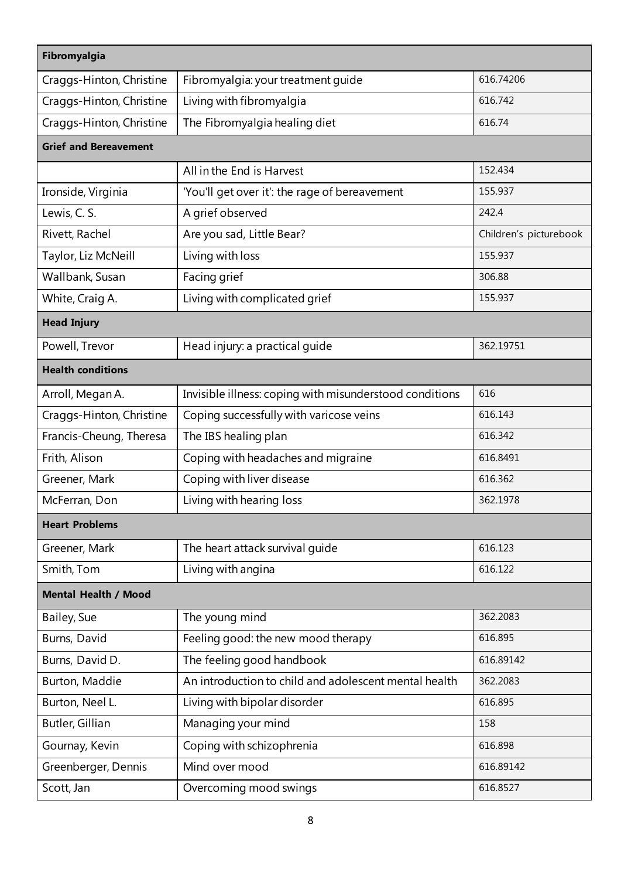| Fibromyalgia | | |
| --- | --- | --- |
| Craggs-Hinton, Christine | Fibromyalgia: your treatment guide | 616.74206 |
| Craggs-Hinton, Christine | Living with fibromyalgia | 616.742 |
| Craggs-Hinton, Christine | The Fibromyalgia healing diet | 616.74 |
| **Grief and Bereavement** | | |
| | All in the End is Harvest | 152.434 |
| Ironside, Virginia | 'You'll get over it': the rage of bereavement | 155.937 |
| Lewis, C. S. | A grief observed | 242.4 |
| Rivett, Rachel | Are you sad, Little Bear? | Children's picturebook |
| Taylor, Liz McNeill | Living with loss | 155.937 |
| Wallbank, Susan | Facing grief | 306.88 |
| White, Craig A. | Living with complicated grief | 155.937 |
| **Head Injury** | | |
| Powell, Trevor | Head injury: a practical guide | 362.19751 |
| **Health conditions** | | |
| Arroll, Megan A. | Invisible illness: coping with misunderstood conditions | 616 |
| Craggs-Hinton, Christine | Coping successfully with varicose veins | 616.143 |
| Francis-Cheung, Theresa | The IBS healing plan | 616.342 |
| Frith, Alison | Coping with headaches and migraine | 616.8491 |
| Greener, Mark | Coping with liver disease | 616.362 |
| McFerran, Don | Living with hearing loss | 362.1978 |
| **Heart Problems** | | |
| Greener, Mark | The heart attack survival guide | 616.123 |
| Smith, Tom | Living with angina | 616.122 |
| **Mental Health / Mood** | | |
| Bailey, Sue | The young mind | 362.2083 |
| Burns, David | Feeling good: the new mood therapy | 616.895 |
| Burns, David D. | The feeling good handbook | 616.89142 |
| Burton, Maddie | An introduction to child and adolescent mental health | 362.2083 |
| Burton, Neel L. | Living with bipolar disorder | 616.895 |
| Butler, Gillian | Managing your mind | 158 |
| Gournay, Kevin | Coping with schizophrenia | 616.898 |
| Greenberger, Dennis | Mind over mood | 616.89142 |
| Scott, Jan | Overcoming mood swings | 616.8527 |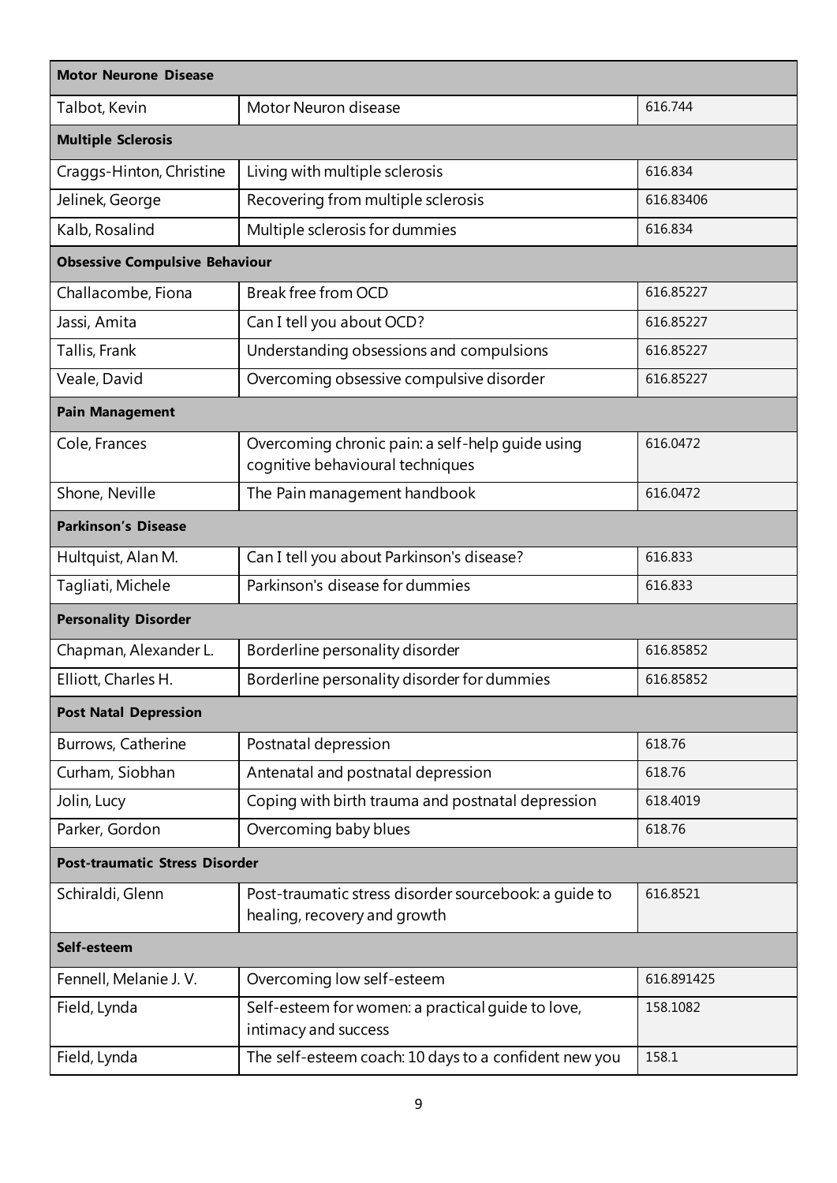| Motor Neurone Disease | | |
|---|---|---|
| Talbot, Kevin | Motor Neuron disease | 616.744 |
| **Multiple Sclerosis** | | |
| Craggs-Hinton, Christine | Living with multiple sclerosis | 616.834 |
| Jelinek, George | Recovering from multiple sclerosis | 616.83406 |
| Kalb, Rosalind | Multiple sclerosis for dummies | 616.834 |
| **Obsessive Compulsive Behaviour** | | |
| Challacombe, Fiona | Break free from OCD | 616.85227 |
| Jassi, Amita | Can I tell you about OCD? | 616.85227 |
| Tallis, Frank | Understanding obsessions and compulsions | 616.85227 |
| Veale, David | Overcoming obsessive compulsive disorder | 616.85227 |
| **Pain Management** | | |
| Cole, Frances | Overcoming chronic pain: a self-help guide using cognitive behavioural techniques | 616.0472 |
| Shone, Neville | The Pain management handbook | 616.0472 |
| **Parkinson's Disease** | | |
| Hultquist, Alan M. | Can I tell you about Parkinson's disease? | 616.833 |
| Tagliati, Michele | Parkinson's disease for dummies | 616.833 |
| **Personality Disorder** | | |
| Chapman, Alexander L. | Borderline personality disorder | 616.85852 |
| Elliott, Charles H. | Borderline personality disorder for dummies | 616.85852 |
| **Post Natal Depression** | | |
| Burrows, Catherine | Postnatal depression | 618.76 |
| Curham, Siobhan | Antenatal and postnatal depression | 618.76 |
| Jolin, Lucy | Coping with birth trauma and postnatal depression | 618.4019 |
| Parker, Gordon | Overcoming baby blues | 618.76 |
| **Post-traumatic Stress Disorder** | | |
| Schiraldi, Glenn | Post-traumatic stress disorder sourcebook: a guide to healing, recovery and growth | 616.8521 |
| **Self-esteem** | | |
| Fennell, Melanie J. V. | Overcoming low self-esteem | 616.891425 |
| Field, Lynda | Self-esteem for women: a practical guide to love, intimacy and success | 158.1082 |
| Field, Lynda | The self-esteem coach: 10 days to a confident new you | 158.1 |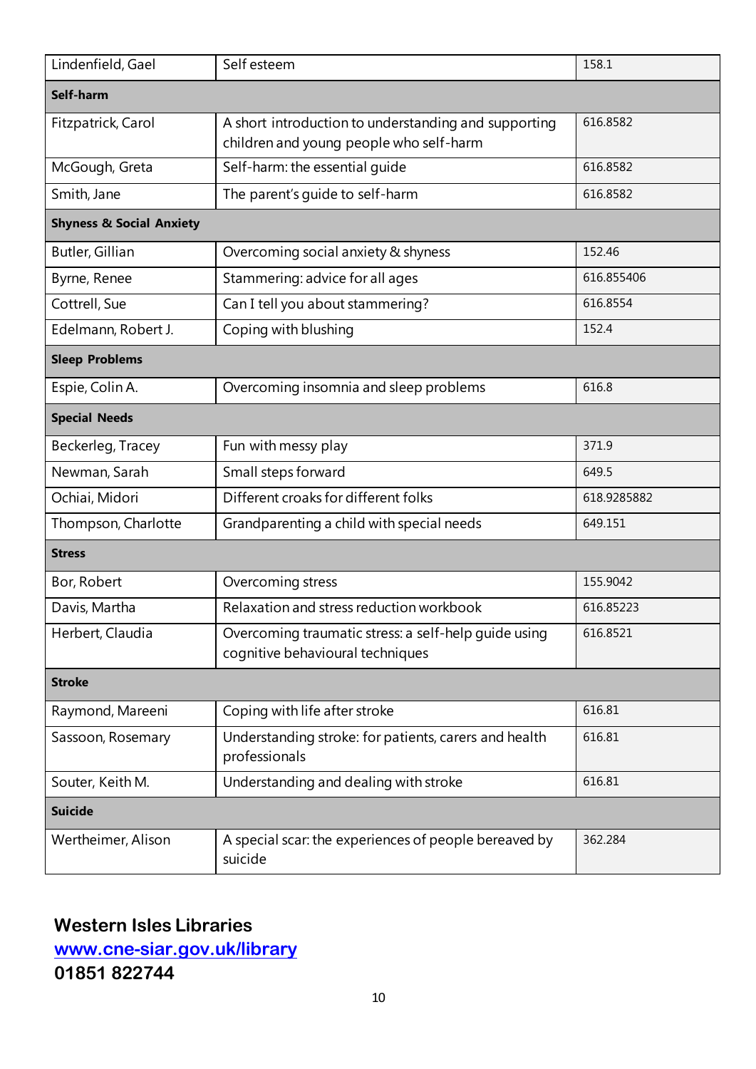| | | |
|---|---|---|
| Lindenfield, Gael | Self esteem | 158.1 |
| **Self-harm** | | |
| Fitzpatrick, Carol | A short introduction to understanding and supporting children and young people who self-harm | 616.8582 |
| McGough, Greta | Self-harm: the essential guide | 616.8582 |
| Smith, Jane | The parent's guide to self-harm | 616.8582 |
| **Shyness & Social Anxiety** | | |
| Butler, Gillian | Overcoming social anxiety & shyness | 152.46 |
| Byrne, Renee | Stammering: advice for all ages | 616.855406 |
| Cottrell, Sue | Can I tell you about stammering? | 616.8554 |
| Edelmann, Robert J. | Coping with blushing | 152.4 |
| **Sleep Problems** | | |
| Espie, Colin A. | Overcoming insomnia and sleep problems | 616.8 |
| **Special Needs** | | |
| Beckerleg, Tracey | Fun with messy play | 371.9 |
| Newman, Sarah | Small steps forward | 649.5 |
| Ochiai, Midori | Different croaks for different folks | 618.9285882 |
| Thompson, Charlotte | Grandparenting a child with special needs | 649.151 |
| **Stress** | | |
| Bor, Robert | Overcoming stress | 155.9042 |
| Davis, Martha | Relaxation and stress reduction workbook | 616.85223 |
| Herbert, Claudia | Overcoming traumatic stress: a self-help guide using cognitive behavioural techniques | 616.8521 |
| **Stroke** | | |
| Raymond, Mareeni | Coping with life after stroke | 616.81 |
| Sassoon, Rosemary | Understanding stroke: for patients, carers and health professionals | 616.81 |
| Souter, Keith M. | Understanding and dealing with stroke | 616.81 |
| **Suicide** | | |
| Wertheimer, Alison | A special scar: the experiences of people bereaved by suicide | 362.284 |

**Western Isles Libraries**
**www.cne-siar.gov.uk/library**
**01851 822744**